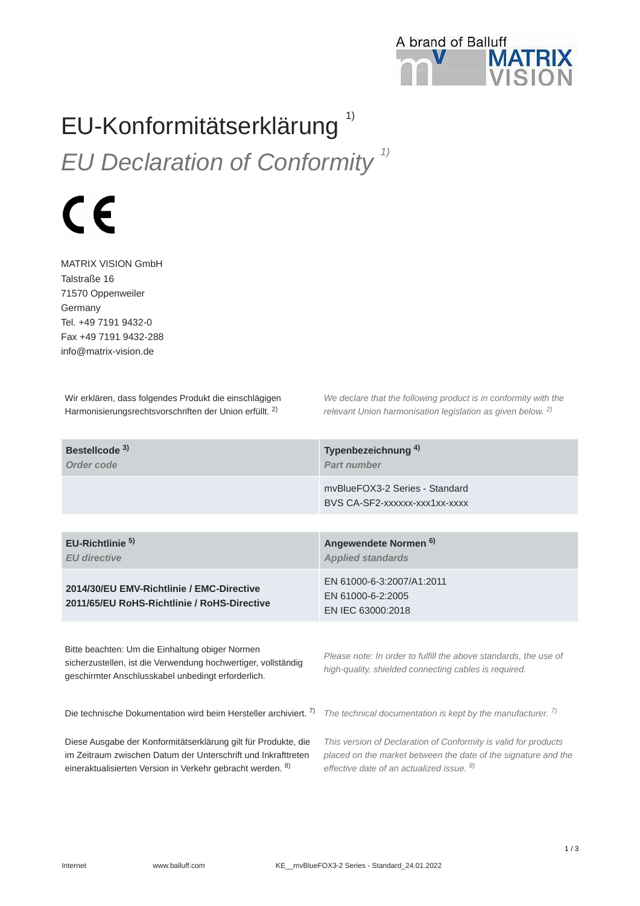# EU-Konformitätserklärung [1)]

## *EU Declaration of Conformity [1)]*

CE

MATRIX VISION GmbH
Talstraße 16
71570 Oppenweiler
Germany
Tel. +49 7191 9432-0
Fax +49 7191 9432-288
info@matrix-vision.de

Wir erklären, dass folgendes Produkt die einschlägigen Harmonisierungsrechtsvorschriften der Union erfüllt. [2)]

*We declare that the following product is in conformity with the relevant Union harmonisation legislation as given below. [2)]*

| **Bestellcode [3)]** *Order code* | **Typenbezeichnung [4)]** *Part number* |
| --- | --- |
| | mvBlueFOX3-2 Series - Standard<br>BVS CA-SF2-xxxxxx-xxx1xx-xxxx |

| **EU-Richtlinie [5)]** *EU directive* | **Angewendete Normen [6)]** *Applied standards* |
| --- | --- |
| **2014/30/EU EMV-Richtlinie / EMC-Directive**<br>**2011/65/EU RoHS-Richtlinie / RoHS-Directive** | EN 61000-6-3:2007/A1:2011<br>EN 61000-6-2:2005<br>EN IEC 63000:2018 |

Bitte beachten: Um die Einhaltung obiger Normen sicherzustellen, ist die Verwendung hochwertiger, vollständig geschirmter Anschlusskabel unbedingt erforderlich.

*Please note: In order to fulfill the above standards, the use of high-quality, shielded connecting cables is required.*

Die technische Dokumentation wird beim Hersteller archiviert. [7)]

*The technical documentation is kept by the manufacturer. [7)]*

Diese Ausgabe der Konformitätserklärung gilt für Produkte, die im Zeitraum zwischen Datum der Unterschrift und Inkrafttreten eineraktualisierten Version in Verkehr gebracht werden. [8)]

*This version of Declaration of Conformity is valid for products placed on the market between the date of the signature and the effective date of an actualized issue. [8)]*

Internet www.balluff.com KE__mvBlueFOX3-2 Series - Standard_24.01.2022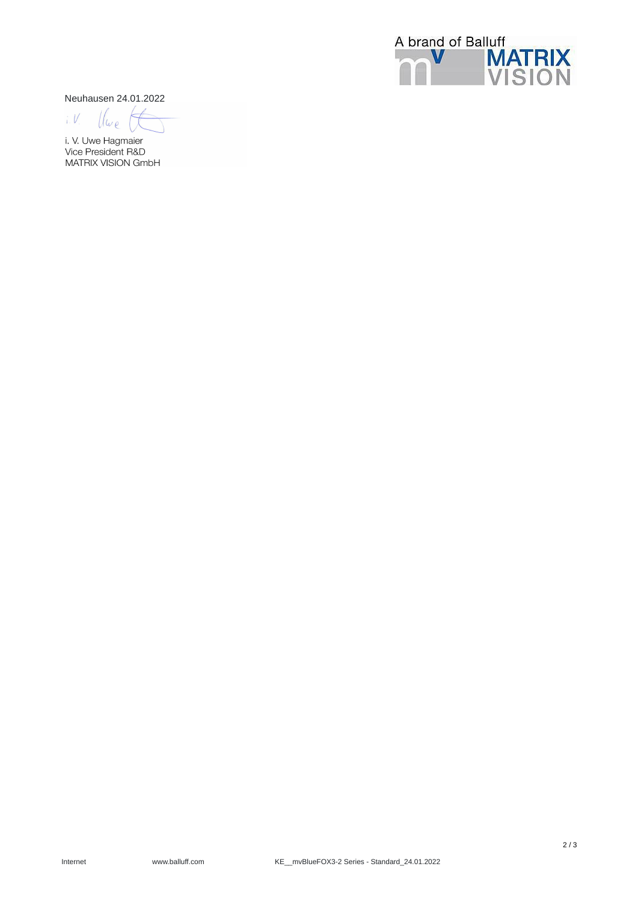Neuhausen 24.01.2022

i. V. Uwe Hagmaier
Vice President R&D
MATRIX VISION GmbH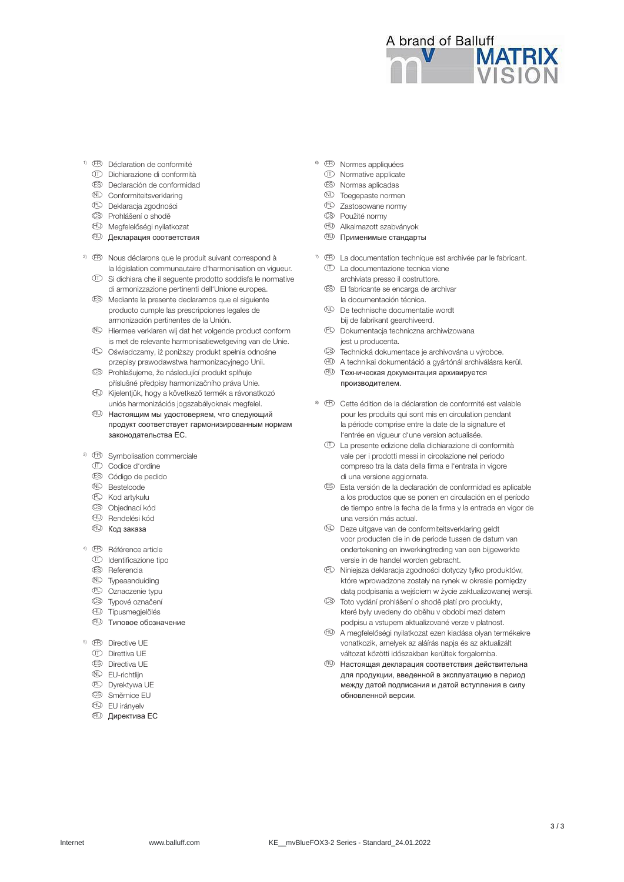A brand of Balluff

MATRIX VISION

1) (FR) Déclaration de conformité
(IT) Dichiarazione di conformità
(ES) Declaración de conformidad
(NL) Conformiteitsverklaring
(PL) Deklaracja zgodności
(CS) Prohlášení o shodě
(HU) Megfelelőségi nyilatkozat
(RU) Декларация соответствия

2) (FR) Nous déclarons que le produit suivant correspond à la législation communautaire d'harmonisation en vigueur.
(IT) Si dichiara che il seguente prodotto soddisfa le normative di armonizzazione pertinenti dell'Unione europea.
(ES) Mediante la presente declaramos que el siguiente producto cumple las prescripciones legales de armonización pertinentes de la Unión.
(NL) Hiermee verklaren wij dat het volgende product conform is met de relevante harmonisatiewetgeving van de Unie.
(PL) Oświadczamy, iż poniższy produkt spełnia odnośne przepisy prawodawstwa harmonizacyjnego Unii.
(CS) Prohlašujeme, že následující produkt splňuje příslušné předpisy harmonizačního práva Unie.
(HU) Kijelentjük, hogy a következő termék a rávonatkozó uniós harmonizációs jogszabályoknak megfelel.
(RU) Настоящим мы удостоверяем, что следующий продукт соответствует гармонизированным нормам законодательства ЕС.

3) (FR) Symbolisation commerciale
(IT) Codice d'ordine
(ES) Código de pedido
(NL) Bestelcode
(PL) Kod artykułu
(CS) Objednací kód
(HU) Rendelési kód
(RU) Код заказа

4) (FR) Référence article
(IT) Identificazione tipo
(ES) Referencia
(NL) Typeaanduiding
(PL) Oznaczenie typu
(CS) Typové označení
(HU) Típusmegjelölés
(RU) Типовое обозначение

5) (FR) Directive UE
(IT) Direttiva UE
(ES) Directiva UE
(NL) EU-richtlijn
(PL) Dyrektywa UE
(CS) Směrnice EU
(HU) EU irányelv
(RU) Директива ЕС

6) (FR) Normes appliquées
(IT) Normative applicate
(ES) Normas aplicadas
(NL) Toegepaste normen
(PL) Zastosowane normy
(CS) Použité normy
(HU) Alkalmazott szabványok
(RU) Применимые стандарты

7) (FR) La documentation technique est archivée par le fabricant.
(IT) La documentazione tecnica viene archiviata presso il costruttore.
(ES) El fabricante se encarga de archivar la documentación técnica.
(NL) De technische documentatie wordt bij de fabrikant gearchiveerd.
(PL) Dokumentacja techniczna archiwizowana jest u producenta.
(CS) Technická dokumentace je archivována u výrobce.
(HU) A technikai dokumentáció a gyártónál archiválásra kerül.
(RU) Техническая документация архивируется производителем.

8) (FR) Cette édition de la déclaration de conformité est valable pour les produits qui sont mis en circulation pendant la période comprise entre la date de la signature et l'entrée en vigueur d'une version actualisée.
(IT) La presente edizione della dichiarazione di conformità vale per i prodotti messi in circolazione nel periodo compreso tra la data della firma e l'entrata in vigore di una versione aggiornata.
(ES) Esta versión de la declaración de conformidad es aplicable a los productos que se ponen en circulación en el período de tiempo entre la fecha de la firma y la entrada en vigor de una versión más actual.
(NL) Deze uitgave van de conformiteitsverklaring geldt voor producten die in de periode tussen de datum van ondertekening en inwerkingtreding van een bijgewerkte versie in de handel worden gebracht.
(PL) Niniejsza deklaracja zgodności dotyczy tylko produktów, które wprowadzone zostały na rynek w okresie pomiędzy datą podpisania a wejściem w życie zaktualizowanej wersji.
(CS) Toto vydání prohlášení o shodě platí pro produkty, které byly uvedeny do oběhu v období mezi datem podpisu a vstupem aktualizované verze v platnost.
(HU) A megfelelőségi nyilatkozat ezen kiadása olyan termékekre vonatkozik, amelyek az aláírás napja és az aktualizált változat közötti időszakban kerültek forgalomba.
(RU) Настоящая декларация соответствия действительна для продукции, введенной в эксплуатацию в период между датой подписания и датой вступления в силу обновленной версии.

Internet www.balluff.com KE__mvBlueFOX3-2 Series - Standard_24.01.2022